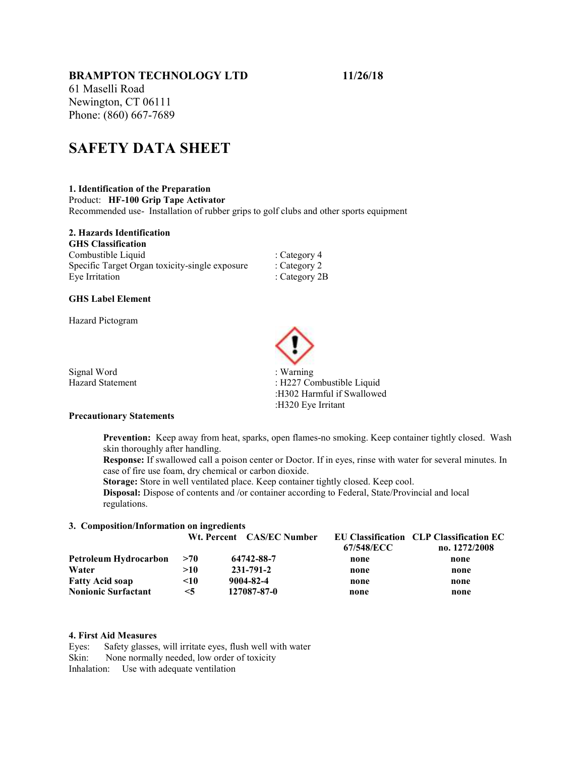**BRAMPTON TECHNOLOGY LTD** **11/26/18**

61 Maselli Road
Newington, CT 06111
Phone: (860) 667-7689

# SAFETY DATA SHEET

### 1. Identification of the Preparation

Product: **HF-100 Grip Tape Activator**

Recommended use- Installation of rubber grips to golf clubs and other sports equipment

### 2. Hazards Identification

**GHS Classification**

| | |
|---|---|
| Combustible Liquid | : Category 4 |
| Specific Target Organ toxicity-single exposure | : Category 2 |
| Eye Irritation | : Category 2B |

**GHS Label Element**

Hazard Pictogram

| | |
|---|---|
| Signal Word | : Warning |
| Hazard Statement | : H227 Combustible Liquid |
| | :H302 Harmful if Swallowed |
| | :H320 Eye Irritant |

**Precautionary Statements**

**Prevention:** Keep away from heat, sparks, open flames-no smoking. Keep container tightly closed. Wash skin thoroughly after handling.

**Response:** If swallowed call a poison center or Doctor. If in eyes, rinse with water for several minutes. In case of fire use foam, dry chemical or carbon dioxide.

**Storage:** Store in well ventilated place. Keep container tightly closed. Keep cool.

**Disposal:** Dispose of contents and /or container according to Federal, State/Provincial and local regulations.

### 3. Composition/Information on ingredients

| | Wt. Percent | CAS/EC Number | EU Classification 67/548/ECC | CLP Classification EC no. 1272/2008 |
|---|---|---|---|---|
| **Petroleum Hydrocarbon** | **>70** | **64742-88-7** | **none** | **none** |
| **Water** | **>10** | **231-791-2** | **none** | **none** |
| **Fatty Acid soap** | **<10** | **9004-82-4** | **none** | **none** |
| **Nonionic Surfactant** | **<5** | **127087-87-0** | **none** | **none** |

### 4. First Aid Measures

Eyes: Safety glasses, will irritate eyes, flush well with water
Skin: None normally needed, low order of toxicity
Inhalation: Use with adequate ventilation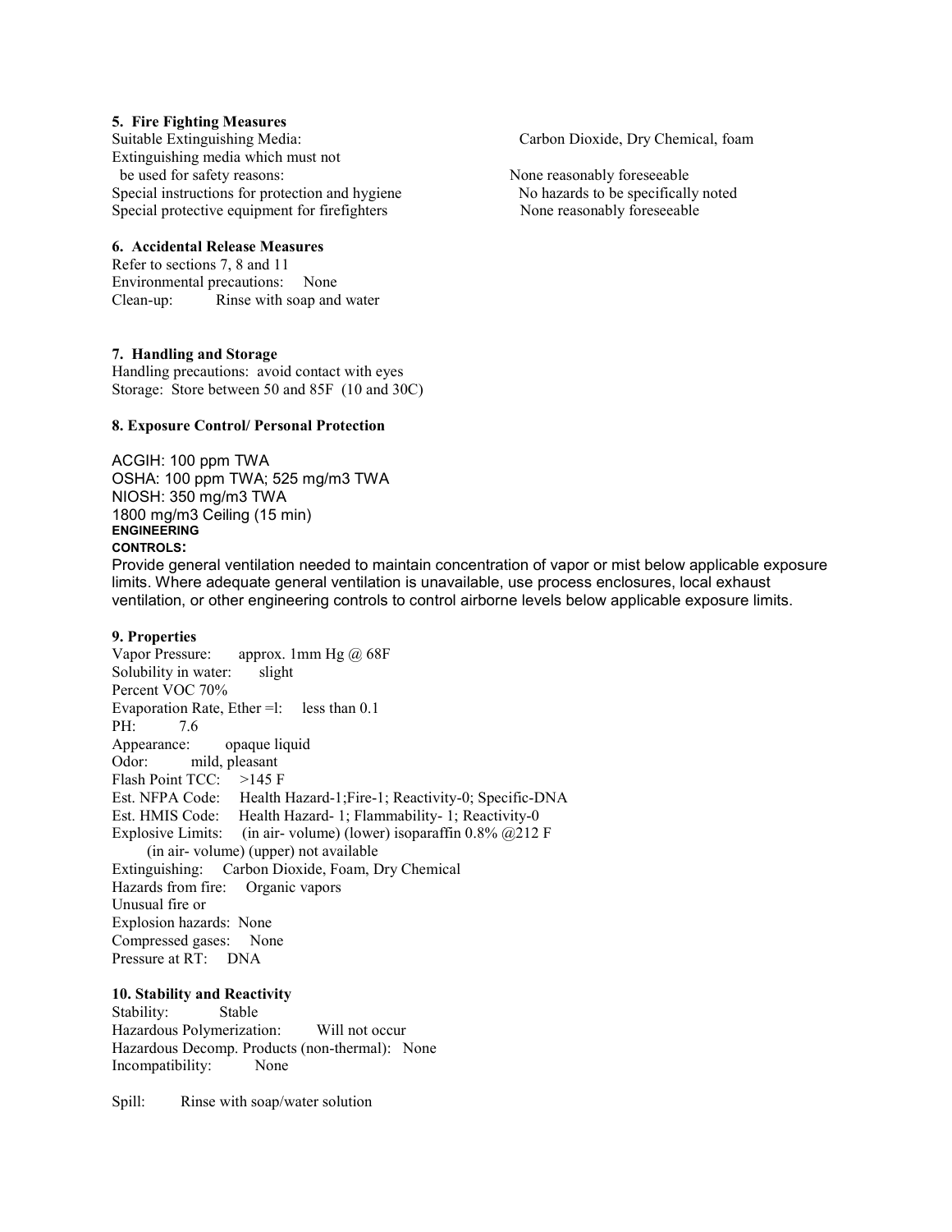### 5. Fire Fighting Measures

| | |
|---|---|
| Suitable Extinguishing Media: | Carbon Dioxide, Dry Chemical, foam |
| Extinguishing media which must not be used for safety reasons: | None reasonably foreseeable |
| Special instructions for protection and hygiene | No hazards to be specifically noted |
| Special protective equipment for firefighters | None reasonably foreseeable |

### 6. Accidental Release Measures

Refer to sections 7, 8 and 11
Environmental precautions: None
Clean-up: Rinse with soap and water

### 7. Handling and Storage

Handling precautions: avoid contact with eyes
Storage: Store between 50 and 85F (10 and 30C)

### 8. Exposure Control/ Personal Protection

ACGIH: 100 ppm TWA
OSHA: 100 ppm TWA; 525 mg/m3 TWA
NIOSH: 350 mg/m3 TWA
1800 mg/m3 Ceiling (15 min)

**ENGINEERING CONTROLS:**

Provide general ventilation needed to maintain concentration of vapor or mist below applicable exposure limits. Where adequate general ventilation is unavailable, use process enclosures, local exhaust ventilation, or other engineering controls to control airborne levels below applicable exposure limits.

### 9. Properties

Vapor Pressure: approx. 1mm Hg @ 68F
Solubility in water: slight
Percent VOC 70%
Evaporation Rate, Ether =l: less than 0.1
PH: 7.6
Appearance: opaque liquid
Odor: mild, pleasant
Flash Point TCC: >145 F
Est. NFPA Code: Health Hazard-1;Fire-1; Reactivity-0; Specific-DNA
Est. HMIS Code: Health Hazard- 1; Flammability- 1; Reactivity-0
Explosive Limits: (in air- volume) (lower) isoparaffin 0.8% @212 F
(in air- volume) (upper) not available
Extinguishing: Carbon Dioxide, Foam, Dry Chemical
Hazards from fire: Organic vapors
Unusual fire or
Explosion hazards: None
Compressed gases: None
Pressure at RT: DNA

### 10. Stability and Reactivity

Stability: Stable
Hazardous Polymerization: Will not occur
Hazardous Decomp. Products (non-thermal): None
Incompatibility: None

Spill: Rinse with soap/water solution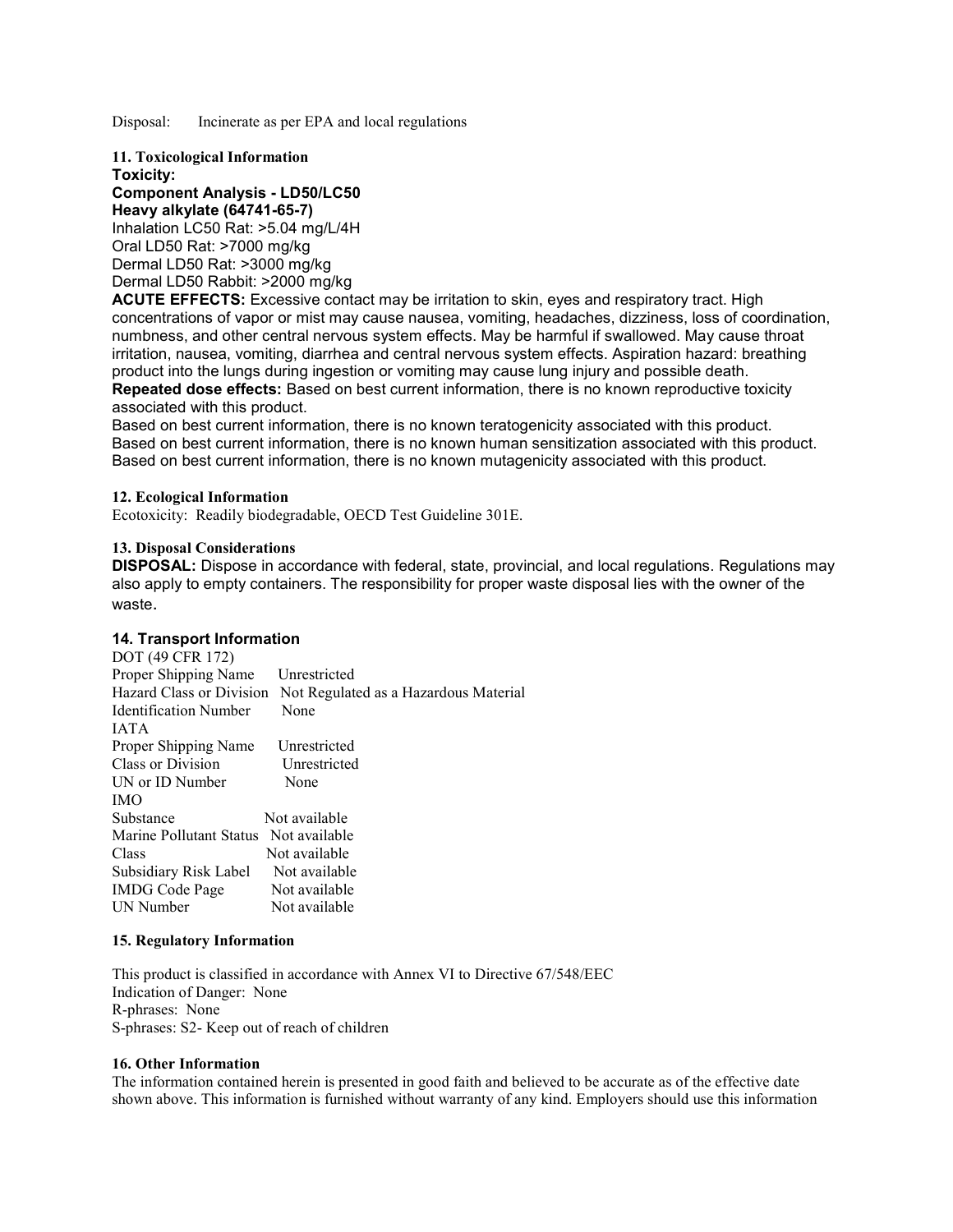Disposal: Incinerate as per EPA and local regulations

## 11. Toxicological Information

**Toxicity:**

**Component Analysis - LD50/LC50**

**Heavy alkylate (64741-65-7)**

Inhalation LC50 Rat: >5.04 mg/L/4H
Oral LD50 Rat: >7000 mg/kg
Dermal LD50 Rat: >3000 mg/kg
Dermal LD50 Rabbit: >2000 mg/kg

**ACUTE EFFECTS:** Excessive contact may be irritation to skin, eyes and respiratory tract. High concentrations of vapor or mist may cause nausea, vomiting, headaches, dizziness, loss of coordination, numbness, and other central nervous system effects. May be harmful if swallowed. May cause throat irritation, nausea, vomiting, diarrhea and central nervous system effects. Aspiration hazard: breathing product into the lungs during ingestion or vomiting may cause lung injury and possible death.

**Repeated dose effects:** Based on best current information, there is no known reproductive toxicity associated with this product.

Based on best current information, there is no known teratogenicity associated with this product.
Based on best current information, there is no known human sensitization associated with this product.
Based on best current information, there is no known mutagenicity associated with this product.

## 12. Ecological Information

Ecotoxicity: Readily biodegradable, OECD Test Guideline 301E.

## 13. Disposal Considerations

**DISPOSAL:** Dispose in accordance with federal, state, provincial, and local regulations. Regulations may also apply to empty containers. The responsibility for proper waste disposal lies with the owner of the waste.

## 14. Transport Information

DOT (49 CFR 172)

| | |
|---|---|
| Proper Shipping Name | Unrestricted |
| Hazard Class or Division | Not Regulated as a Hazardous Material |
| Identification Number | None |

IATA

| | |
|---|---|
| Proper Shipping Name | Unrestricted |
| Class or Division | Unrestricted |
| UN or ID Number | None |

IMO

| | |
|---|---|
| Substance | Not available |
| Marine Pollutant Status | Not available |
| Class | Not available |
| Subsidiary Risk Label | Not available |
| IMDG Code Page | Not available |
| UN Number | Not available |

## 15. Regulatory Information

This product is classified in accordance with Annex VI to Directive 67/548/EEC
Indication of Danger: None
R-phrases: None
S-phrases: S2- Keep out of reach of children

## 16. Other Information

The information contained herein is presented in good faith and believed to be accurate as of the effective date shown above. This information is furnished without warranty of any kind. Employers should use this information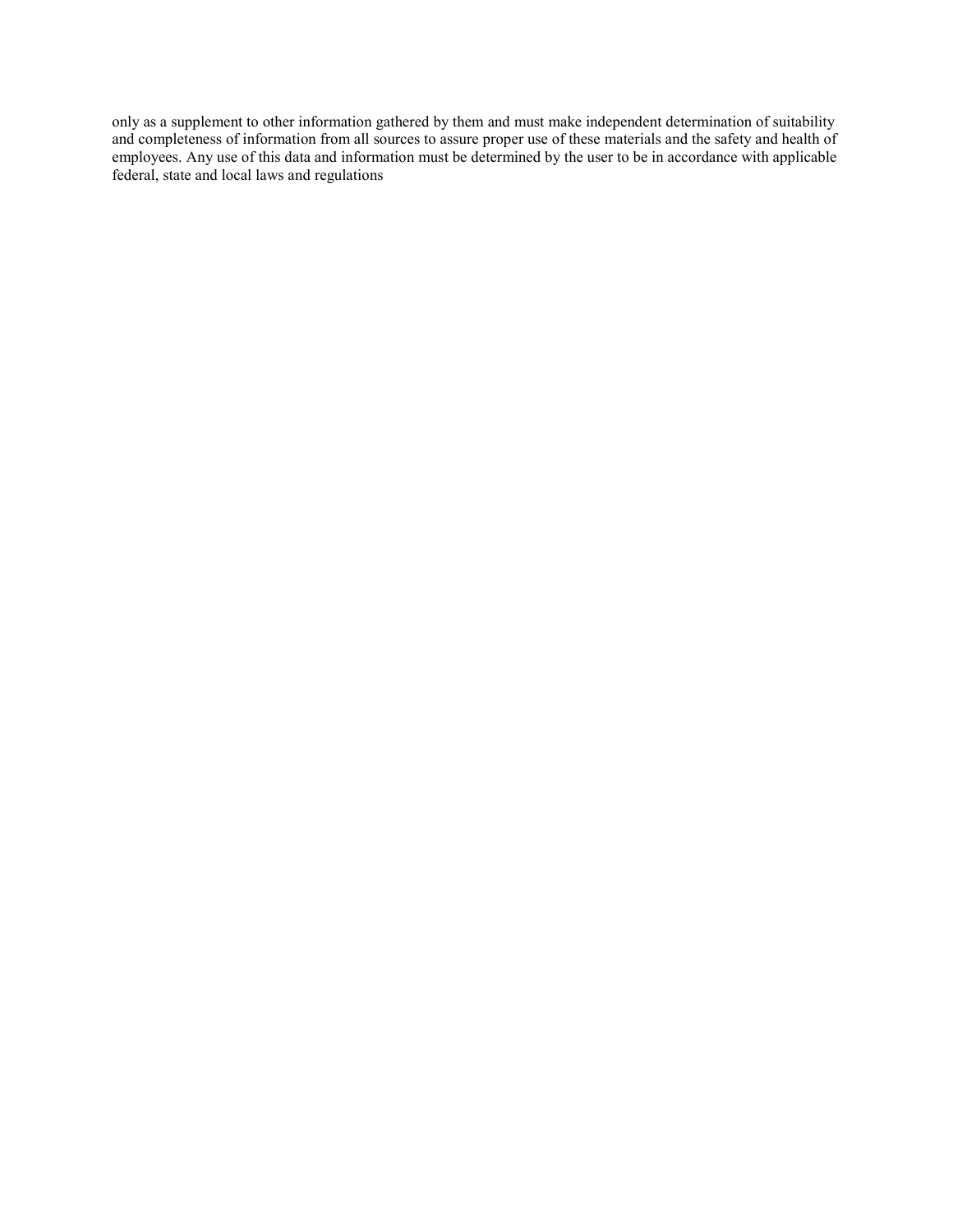only as a supplement to other information gathered by them and must make independent determination of suitability and completeness of information from all sources to assure proper use of these materials and the safety and health of employees. Any use of this data and information must be determined by the user to be in accordance with applicable federal, state and local laws and regulations